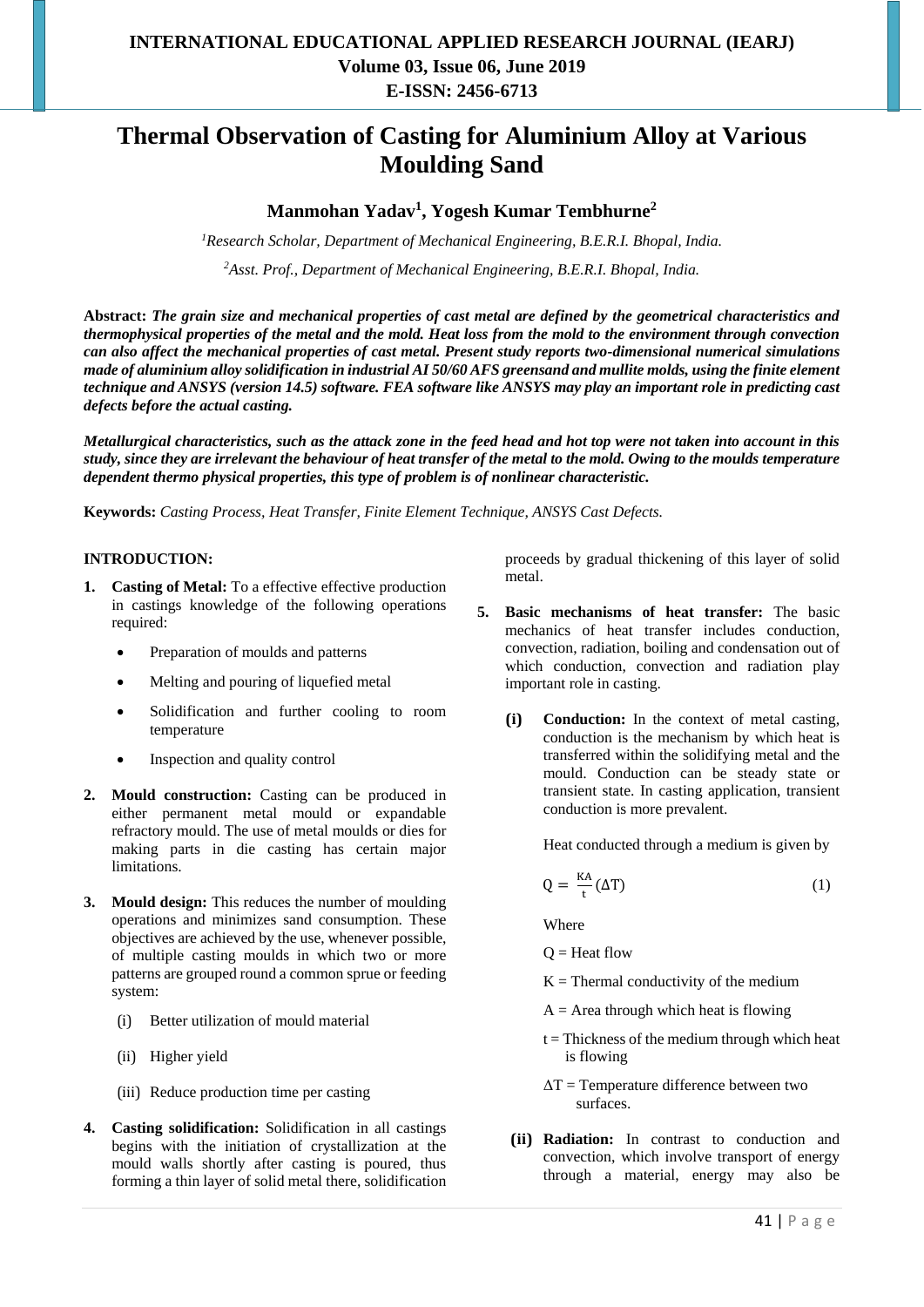# Thermal Observation of Casting for Aluminium Alloy at Various Moulding Sand

**Manmohan Yadav[1], Yogesh Kumar Tembhurne[2]**

*[1]Research Scholar, Department of Mechanical Engineering, B.E.R.I. Bhopal, India.*

*[2]Asst. Prof., Department of Mechanical Engineering, B.E.R.I. Bhopal, India.*

**Abstract:** ***The grain size and mechanical properties of cast metal are defined by the geometrical characteristics and thermophysical properties of the metal and the mold. Heat loss from the mold to the environment through convection can also affect the mechanical properties of cast metal. Present study reports two-dimensional numerical simulations made of aluminium alloy solidification in industrial AI 50/60 AFS greensand and mullite molds, using the finite element technique and ANSYS (version 14.5) software. FEA software like ANSYS may play an important role in predicting cast defects before the actual casting.***

***Metallurgical characteristics, such as the attack zone in the feed head and hot top were not taken into account in this study, since they are irrelevant the behaviour of heat transfer of the metal to the mold. Owing to the moulds temperature dependent thermo physical properties, this type of problem is of nonlinear characteristic.***

**Keywords:** *Casting Process, Heat Transfer, Finite Element Technique, ANSYS Cast Defects.*

## INTRODUCTION:

1. **Casting of Metal:** To a effective effective production in castings knowledge of the following operations required:
    - Preparation of moulds and patterns
    - Melting and pouring of liquefied metal
    - Solidification and further cooling to room temperature
    - Inspection and quality control

2. **Mould construction:** Casting can be produced in either permanent metal mould or expandable refractory mould. The use of metal moulds or dies for making parts in die casting has certain major limitations.

3. **Mould design:** This reduces the number of moulding operations and minimizes sand consumption. These objectives are achieved by the use, whenever possible, of multiple casting moulds in which two or more patterns are grouped round a common sprue or feeding system:
    - (i) Better utilization of mould material
    - (ii) Higher yield
    - (iii) Reduce production time per casting

4. **Casting solidification:** Solidification in all castings begins with the initiation of crystallization at the mould walls shortly after casting is poured, thus forming a thin layer of solid metal there, solidification proceeds by gradual thickening of this layer of solid metal.

5. **Basic mechanisms of heat transfer:** The basic mechanics of heat transfer includes conduction, convection, radiation, boiling and condensation out of which conduction, convection and radiation play important role in casting.

    **(i) Conduction:** In the context of metal casting, conduction is the mechanism by which heat is transferred within the solidifying metal and the mould. Conduction can be steady state or transient state. In casting application, transient conduction is more prevalent.

    Heat conducted through a medium is given by

    $$Q = \frac{KA}{t}(\Delta T) \quad (1)$$

    Where

    Q = Heat flow

    K = Thermal conductivity of the medium

    A = Area through which heat is flowing

    t = Thickness of the medium through which heat is flowing

    $\Delta T$ = Temperature difference between two surfaces.

    **(ii) Radiation:** In contrast to conduction and convection, which involve transport of energy through a material, energy may also be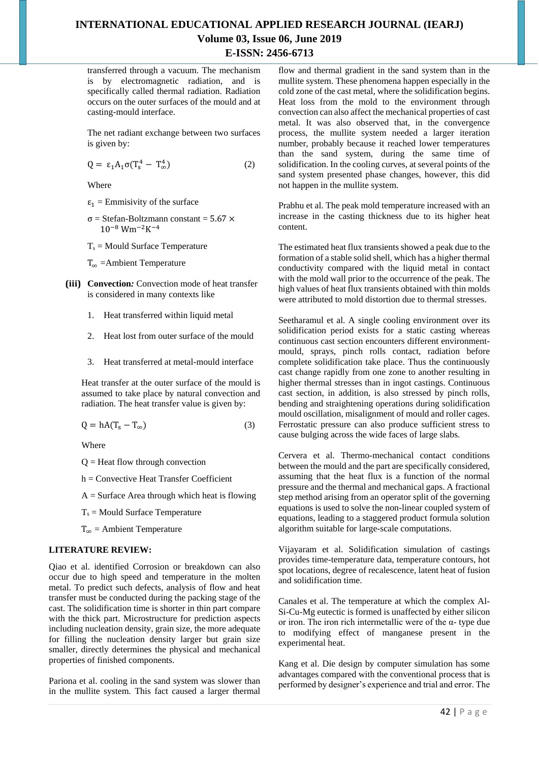transferred through a vacuum. The mechanism is by electromagnetic radiation, and is specifically called thermal radiation. Radiation occurs on the outer surfaces of the mould and at casting-mould interface.

The net radiant exchange between two surfaces is given by:

$$Q = \varepsilon_1 A_1 \sigma (T_s^4 - T_\infty^4) \quad (2)$$

Where

$\varepsilon_1$ = Emmisivity of the surface

$\sigma$ = Stefan-Boltzmann constant = $5.67 \times 10^{-8}\ Wm^{-2}K^{-4}$

$T_s$ = Mould Surface Temperature

$T_\infty$ =Ambient Temperature

**(iii) Convection:** Convection mode of heat transfer is considered in many contexts like

1. Heat transferred within liquid metal
2. Heat lost from outer surface of the mould
3. Heat transferred at metal-mould interface

Heat transfer at the outer surface of the mould is assumed to take place by natural convection and radiation. The heat transfer value is given by:

$$Q = hA(T_s - T_\infty) \quad (3)$$

Where

Q = Heat flow through convection

h = Convective Heat Transfer Coefficient

A = Surface Area through which heat is flowing

$T_s$ = Mould Surface Temperature

$T_\infty$ = Ambient Temperature

## LITERATURE REVIEW:

Qiao et al. identified Corrosion or breakdown can also occur due to high speed and temperature in the molten metal. To predict such defects, analysis of flow and heat transfer must be conducted during the packing stage of the cast. The solidification time is shorter in thin part compare with the thick part. Microstructure for prediction aspects including nucleation density, grain size, the more adequate for filling the nucleation density larger but grain size smaller, directly determines the physical and mechanical properties of finished components.

Pariona et al. cooling in the sand system was slower than in the mullite system. This fact caused a larger thermal flow and thermal gradient in the sand system than in the mullite system. These phenomena happen especially in the cold zone of the cast metal, where the solidification begins. Heat loss from the mold to the environment through convection can also affect the mechanical properties of cast metal. It was also observed that, in the convergence process, the mullite system needed a larger iteration number, probably because it reached lower temperatures than the sand system, during the same time of solidification. In the cooling curves, at several points of the sand system presented phase changes, however, this did not happen in the mullite system.

Prabhu et al. The peak mold temperature increased with an increase in the casting thickness due to its higher heat content.

The estimated heat flux transients showed a peak due to the formation of a stable solid shell, which has a higher thermal conductivity compared with the liquid metal in contact with the mold wall prior to the occurrence of the peak. The high values of heat flux transients obtained with thin molds were attributed to mold distortion due to thermal stresses.

Seetharamul et al. A single cooling environment over its solidification period exists for a static casting whereas continuous cast section encounters different environment-mould, sprays, pinch rolls contact, radiation before complete solidification take place. Thus the continuously cast change rapidly from one zone to another resulting in higher thermal stresses than in ingot castings. Continuous cast section, in addition, is also stressed by pinch rolls, bending and straightening operations during solidification mould oscillation, misalignment of mould and roller cages. Ferrostatic pressure can also produce sufficient stress to cause bulging across the wide faces of large slabs.

Cervera et al. Thermo-mechanical contact conditions between the mould and the part are specifically considered, assuming that the heat flux is a function of the normal pressure and the thermal and mechanical gaps. A fractional step method arising from an operator split of the governing equations is used to solve the non-linear coupled system of equations, leading to a staggered product formula solution algorithm suitable for large-scale computations.

Vijayaram et al. Solidification simulation of castings provides time-temperature data, temperature contours, hot spot locations, degree of recalescence, latent heat of fusion and solidification time.

Canales et al. The temperature at which the complex Al-Si-Cu-Mg eutectic is formed is unaffected by either silicon or iron. The iron rich intermetallic were of the α- type due to modifying effect of manganese present in the experimental heat.

Kang et al. Die design by computer simulation has some advantages compared with the conventional process that is performed by designer's experience and trial and error. The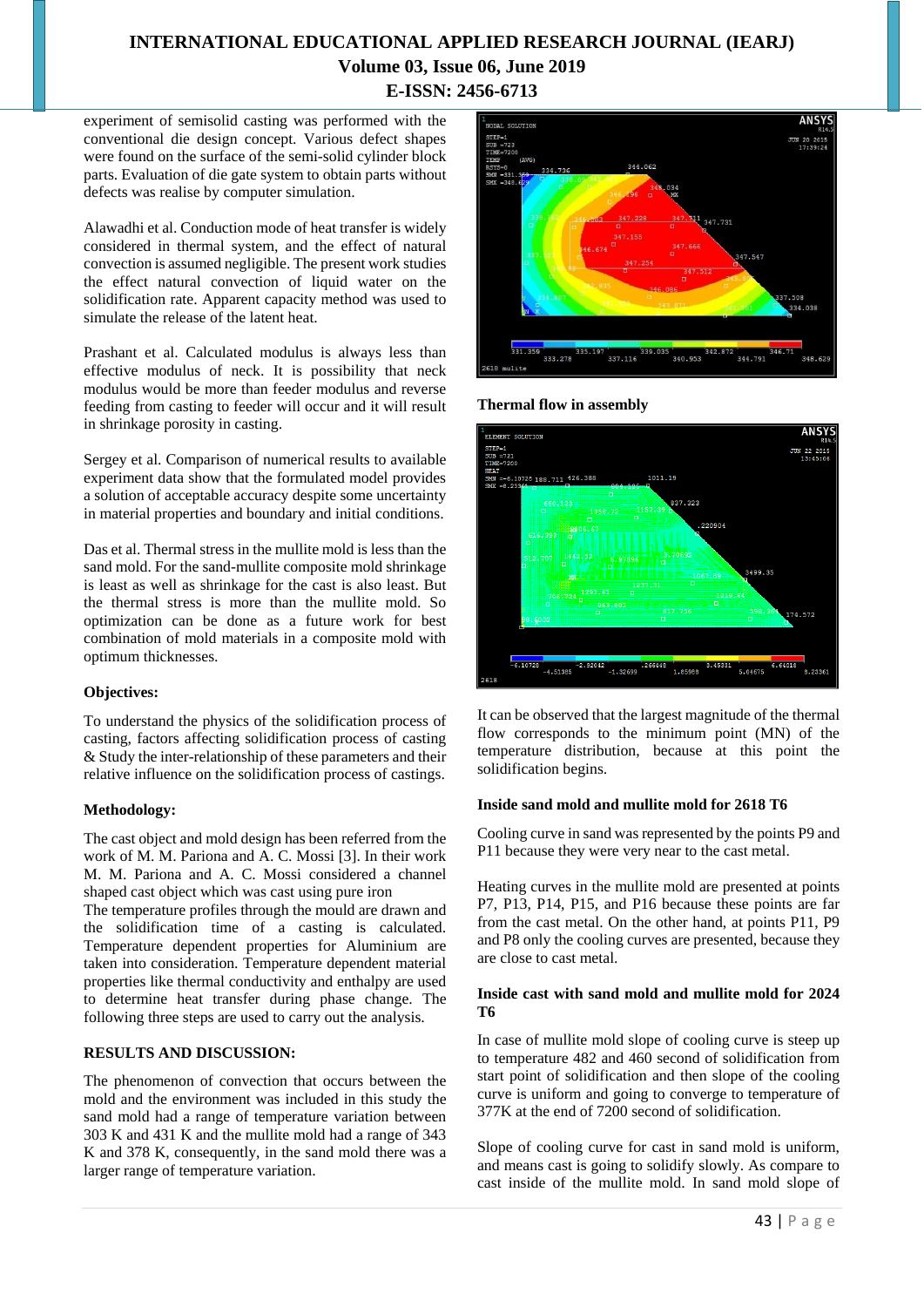experiment of semisolid casting was performed with the conventional die design concept. Various defect shapes were found on the surface of the semi-solid cylinder block parts. Evaluation of die gate system to obtain parts without defects was realise by computer simulation.

Alawadhi et al. Conduction mode of heat transfer is widely considered in thermal system, and the effect of natural convection is assumed negligible. The present work studies the effect natural convection of liquid water on the solidification rate. Apparent capacity method was used to simulate the release of the latent heat.

Prashant et al. Calculated modulus is always less than effective modulus of neck. It is possibility that neck modulus would be more than feeder modulus and reverse feeding from casting to feeder will occur and it will result in shrinkage porosity in casting.

Sergey et al. Comparison of numerical results to available experiment data show that the formulated model provides a solution of acceptable accuracy despite some uncertainty in material properties and boundary and initial conditions.

Das et al. Thermal stress in the mullite mold is less than the sand mold. For the sand-mullite composite mold shrinkage is least as well as shrinkage for the cast is also least. But the thermal stress is more than the mullite mold. So optimization can be done as a future work for best combination of mold materials in a composite mold with optimum thicknesses.

**Objectives:**

To understand the physics of the solidification process of casting, factors affecting solidification process of casting & Study the inter-relationship of these parameters and their relative influence on the solidification process of castings.

**Methodology:**

The cast object and mold design has been referred from the work of M. M. Pariona and A. C. Mossi [3]. In their work M. M. Pariona and A. C. Mossi considered a channel shaped cast object which was cast using pure iron

The temperature profiles through the mould are drawn and the solidification time of a casting is calculated. Temperature dependent properties for Aluminium are taken into consideration. Temperature dependent material properties like thermal conductivity and enthalpy are used to determine heat transfer during phase change. The following three steps are used to carry out the analysis.

**RESULTS AND DISCUSSION:**

The phenomenon of convection that occurs between the mold and the environment was included in this study the sand mold had a range of temperature variation between 303 K and 431 K and the mullite mold had a range of 343 K and 378 K, consequently, in the sand mold there was a larger range of temperature variation.

**Thermal flow in assembly**

It can be observed that the largest magnitude of the thermal flow corresponds to the minimum point (MN) of the temperature distribution, because at this point the solidification begins.

**Inside sand mold and mullite mold for 2618 T6**

Cooling curve in sand was represented by the points P9 and P11 because they were very near to the cast metal.

Heating curves in the mullite mold are presented at points P7, P13, P14, P15, and P16 because these points are far from the cast metal. On the other hand, at points P11, P9 and P8 only the cooling curves are presented, because they are close to cast metal.

**Inside cast with sand mold and mullite mold for 2024 T6**

In case of mullite mold slope of cooling curve is steep up to temperature 482 and 460 second of solidification from start point of solidification and then slope of the cooling curve is uniform and going to converge to temperature of 377K at the end of 7200 second of solidification.

Slope of cooling curve for cast in sand mold is uniform, and means cast is going to solidify slowly. As compare to cast inside of the mullite mold. In sand mold slope of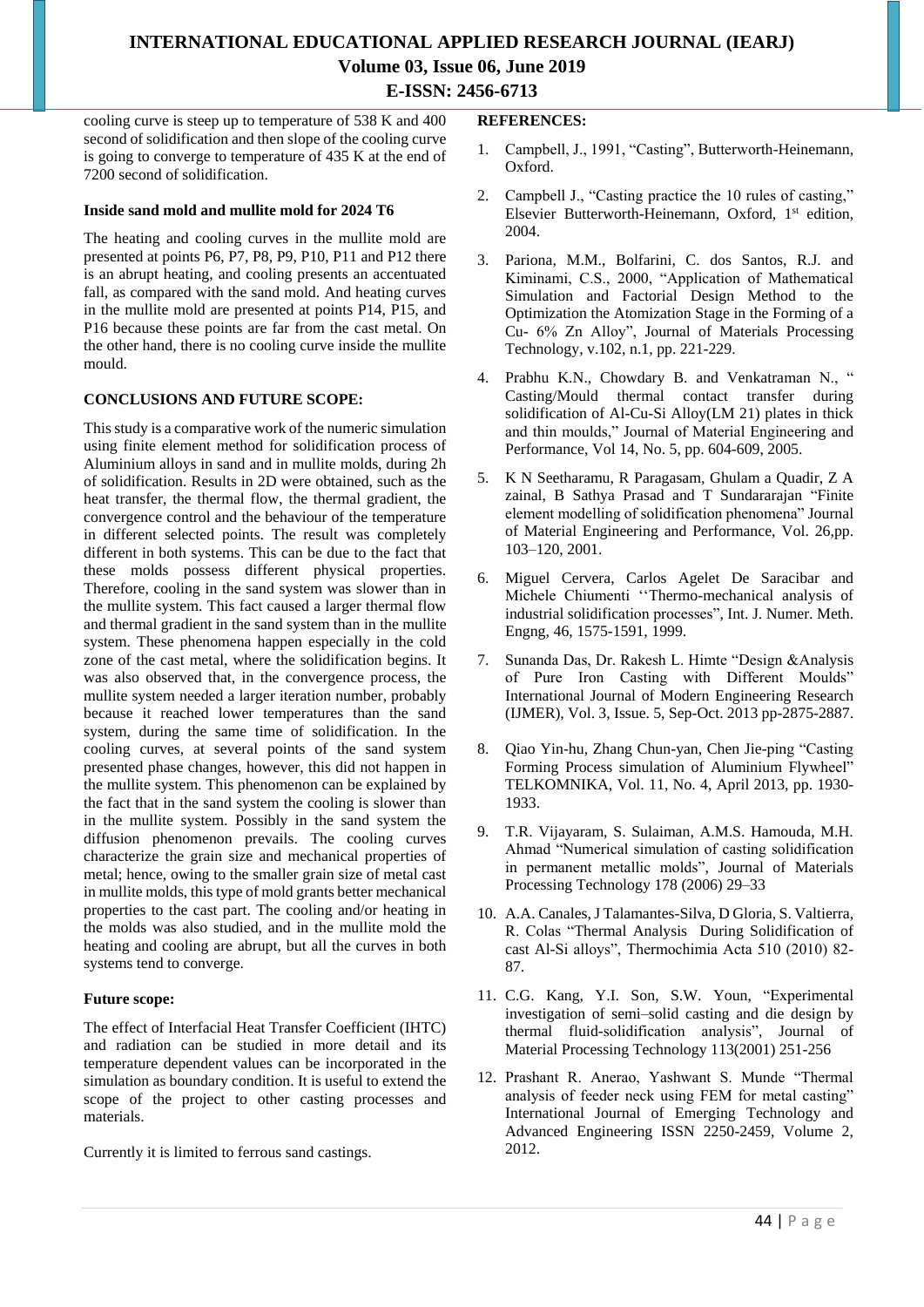cooling curve is steep up to temperature of 538 K and 400 second of solidification and then slope of the cooling curve is going to converge to temperature of 435 K at the end of 7200 second of solidification.

**Inside sand mold and mullite mold for 2024 T6**

The heating and cooling curves in the mullite mold are presented at points P6, P7, P8, P9, P10, P11 and P12 there is an abrupt heating, and cooling presents an accentuated fall, as compared with the sand mold. And heating curves in the mullite mold are presented at points P14, P15, and P16 because these points are far from the cast metal. On the other hand, there is no cooling curve inside the mullite mould.

## CONCLUSIONS AND FUTURE SCOPE:

This study is a comparative work of the numeric simulation using finite element method for solidification process of Aluminium alloys in sand and in mullite molds, during 2h of solidification. Results in 2D were obtained, such as the heat transfer, the thermal flow, the thermal gradient, the convergence control and the behaviour of the temperature in different selected points. The result was completely different in both systems. This can be due to the fact that these molds possess different physical properties. Therefore, cooling in the sand system was slower than in the mullite system. This fact caused a larger thermal flow and thermal gradient in the sand system than in the mullite system. These phenomena happen especially in the cold zone of the cast metal, where the solidification begins. It was also observed that, in the convergence process, the mullite system needed a larger iteration number, probably because it reached lower temperatures than the sand system, during the same time of solidification. In the cooling curves, at several points of the sand system presented phase changes, however, this did not happen in the mullite system. This phenomenon can be explained by the fact that in the sand system the cooling is slower than in the mullite system. Possibly in the sand system the diffusion phenomenon prevails. The cooling curves characterize the grain size and mechanical properties of metal; hence, owing to the smaller grain size of metal cast in mullite molds, this type of mold grants better mechanical properties to the cast part. The cooling and/or heating in the molds was also studied, and in the mullite mold the heating and cooling are abrupt, but all the curves in both systems tend to converge.

**Future scope:**

The effect of Interfacial Heat Transfer Coefficient (IHTC) and radiation can be studied in more detail and its temperature dependent values can be incorporated in the simulation as boundary condition. It is useful to extend the scope of the project to other casting processes and materials.

Currently it is limited to ferrous sand castings.

## REFERENCES:

1. Campbell, J., 1991, "Casting", Butterworth-Heinemann, Oxford.
2. Campbell J., "Casting practice the 10 rules of casting," Elsevier Butterworth-Heinemann, Oxford, 1st edition, 2004.
3. Pariona, M.M., Bolfarini, C. dos Santos, R.J. and Kiminami, C.S., 2000, "Application of Mathematical Simulation and Factorial Design Method to the Optimization the Atomization Stage in the Forming of a Cu- 6% Zn Alloy", Journal of Materials Processing Technology, v.102, n.1, pp. 221-229.
4. Prabhu K.N., Chowdary B. and Venkatraman N., " Casting/Mould thermal contact transfer during solidification of Al-Cu-Si Alloy(LM 21) plates in thick and thin moulds," Journal of Material Engineering and Performance, Vol 14, No. 5, pp. 604-609, 2005.
5. K N Seetharamu, R Paragasam, Ghulam a Quadir, Z A zainal, B Sathya Prasad and T Sundararajan "Finite element modelling of solidification phenomena" Journal of Material Engineering and Performance, Vol. 26,pp. 103–120, 2001.
6. Miguel Cervera, Carlos Agelet De Saracibar and Michele Chiumenti ''Thermo-mechanical analysis of industrial solidification processes", Int. J. Numer. Meth. Engng, 46, 1575-1591, 1999.
7. Sunanda Das, Dr. Rakesh L. Himte "Design &Analysis of Pure Iron Casting with Different Moulds" International Journal of Modern Engineering Research (IJMER), Vol. 3, Issue. 5, Sep-Oct. 2013 pp-2875-2887.
8. Qiao Yin-hu, Zhang Chun-yan, Chen Jie-ping "Casting Forming Process simulation of Aluminium Flywheel" TELKOMNIKA, Vol. 11, No. 4, April 2013, pp. 1930-1933.
9. T.R. Vijayaram, S. Sulaiman, A.M.S. Hamouda, M.H. Ahmad "Numerical simulation of casting solidification in permanent metallic molds", Journal of Materials Processing Technology 178 (2006) 29–33
10. A.A. Canales, J Talamantes-Silva, D Gloria, S. Valtierra, R. Colas "Thermal Analysis During Solidification of cast Al-Si alloys", Thermochimia Acta 510 (2010) 82-87.
11. C.G. Kang, Y.I. Son, S.W. Youn, "Experimental investigation of semi–solid casting and die design by thermal fluid-solidification analysis", Journal of Material Processing Technology 113(2001) 251-256
12. Prashant R. Anerao, Yashwant S. Munde "Thermal analysis of feeder neck using FEM for metal casting" International Journal of Emerging Technology and Advanced Engineering ISSN 2250-2459, Volume 2, 2012.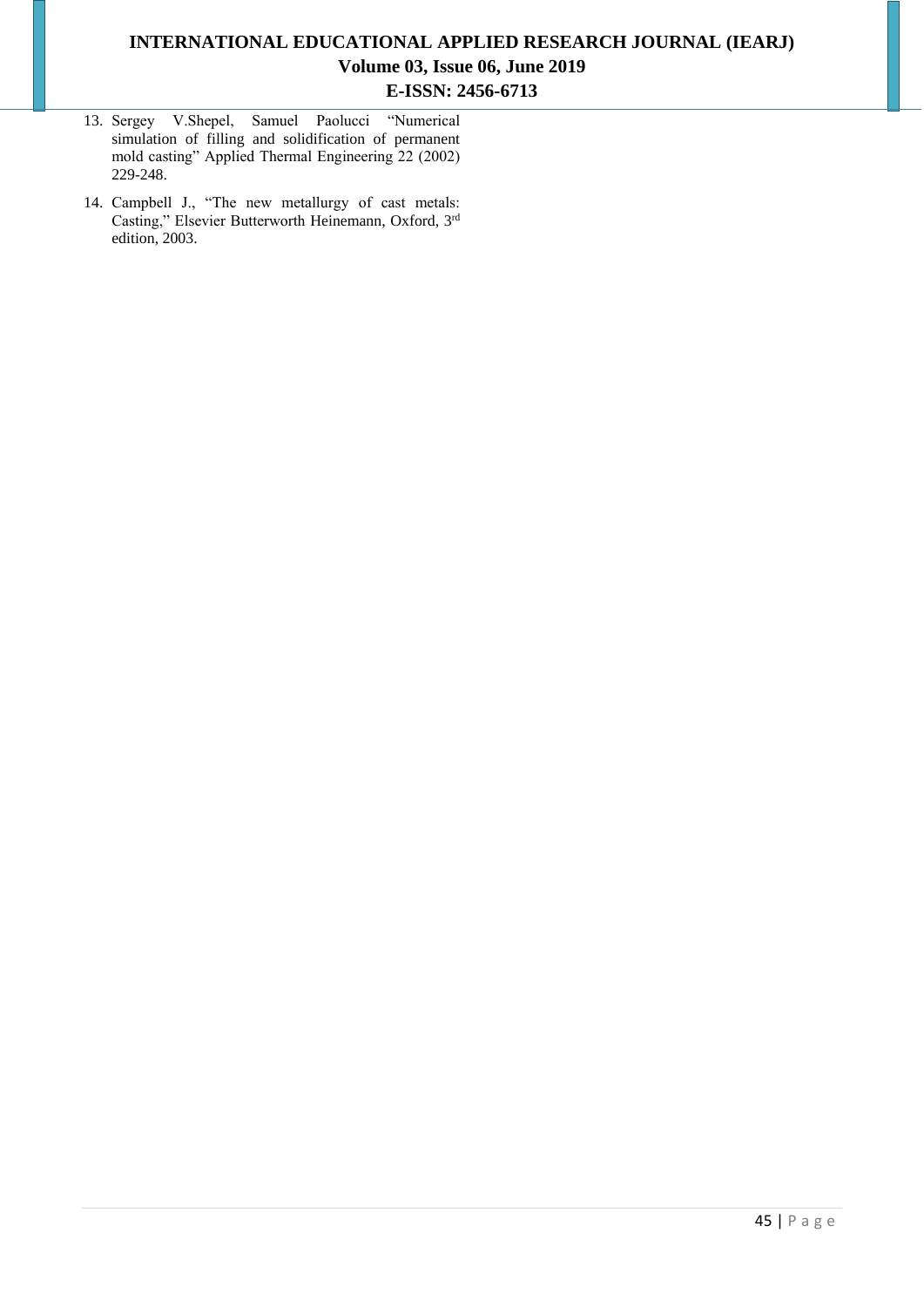13. Sergey V.Shepel, Samuel Paolucci "Numerical simulation of filling and solidification of permanent mold casting" Applied Thermal Engineering 22 (2002) 229-248.

14. Campbell J., "The new metallurgy of cast metals: Casting," Elsevier Butterworth Heinemann, Oxford, 3rd edition, 2003.